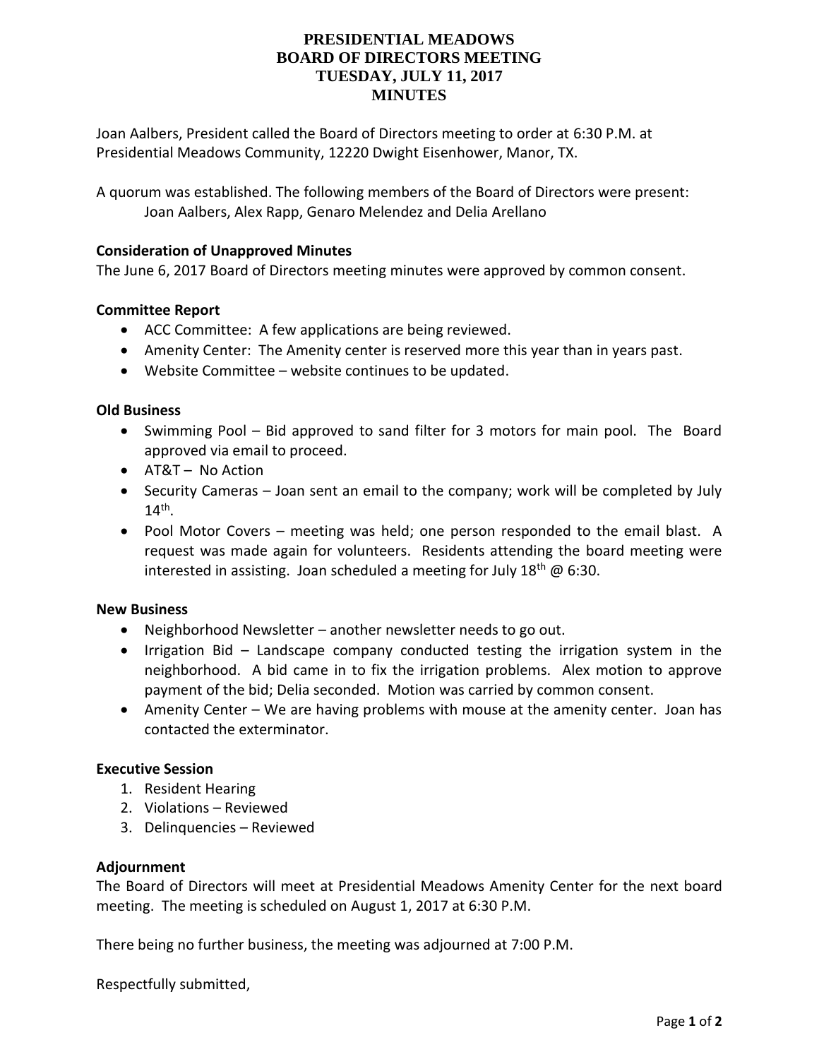# PRESIDENTIAL MEADOWS
# BOARD OF DIRECTORS MEETING
# TUESDAY, JULY 11, 2017
# MINUTES

Joan Aalbers, President called the Board of Directors meeting to order at 6:30 P.M. at Presidential Meadows Community, 12220 Dwight Eisenhower, Manor, TX.

A quorum was established. The following members of the Board of Directors were present:
Joan Aalbers, Alex Rapp, Genaro Melendez and Delia Arellano

**Consideration of Unapproved Minutes**

The June 6, 2017 Board of Directors meeting minutes were approved by common consent.

**Committee Report**

- ACC Committee: A few applications are being reviewed.
- Amenity Center: The Amenity center is reserved more this year than in years past.
- Website Committee – website continues to be updated.

**Old Business**

- Swimming Pool – Bid approved to sand filter for 3 motors for main pool. The Board approved via email to proceed.
- AT&T – No Action
- Security Cameras – Joan sent an email to the company; work will be completed by July 14th.
- Pool Motor Covers – meeting was held; one person responded to the email blast. A request was made again for volunteers. Residents attending the board meeting were interested in assisting. Joan scheduled a meeting for July 18th @ 6:30.

**New Business**

- Neighborhood Newsletter – another newsletter needs to go out.
- Irrigation Bid – Landscape company conducted testing the irrigation system in the neighborhood. A bid came in to fix the irrigation problems. Alex motion to approve payment of the bid; Delia seconded. Motion was carried by common consent.
- Amenity Center – We are having problems with mouse at the amenity center. Joan has contacted the exterminator.

**Executive Session**

1. Resident Hearing
2. Violations – Reviewed
3. Delinquencies – Reviewed

**Adjournment**

The Board of Directors will meet at Presidential Meadows Amenity Center for the next board meeting. The meeting is scheduled on August 1, 2017 at 6:30 P.M.

There being no further business, the meeting was adjourned at 7:00 P.M.

Respectfully submitted,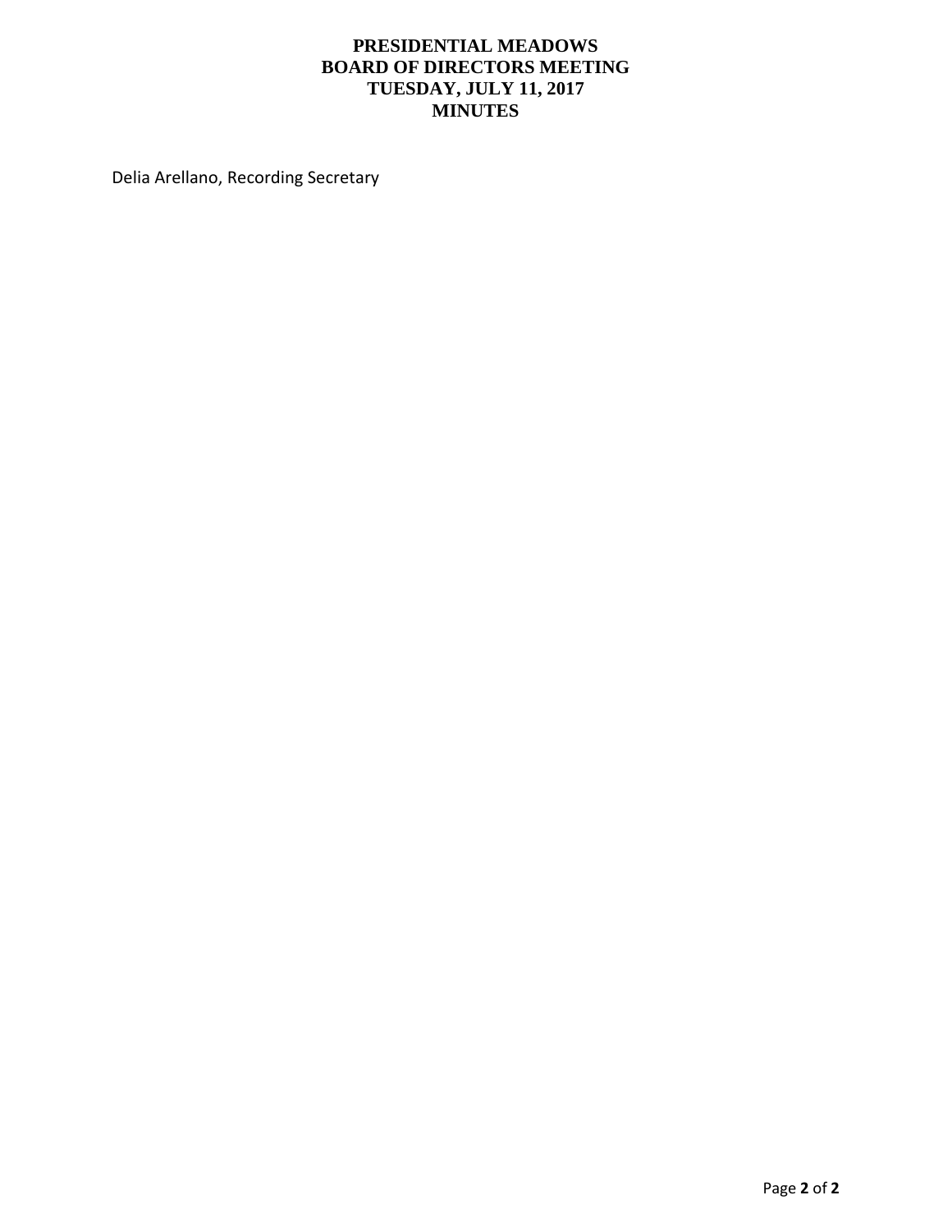Delia Arellano, Recording Secretary